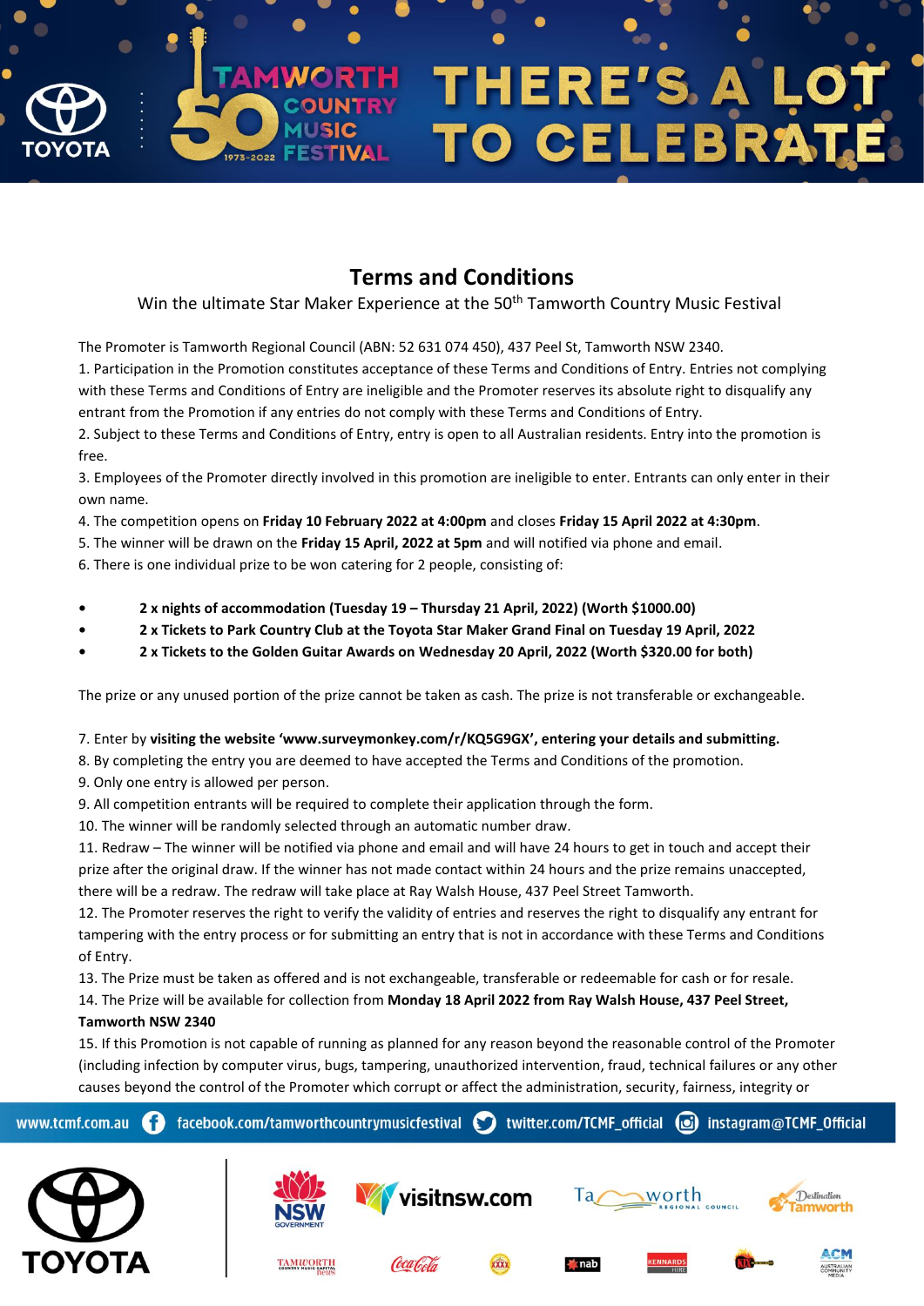# Terms and Conditions

Win the ultimate Star Maker Experience at the 50th Tamworth Country Music Festival

The Promoter is Tamworth Regional Council (ABN: 52 631 074 450), 437 Peel St, Tamworth NSW 2340.

1. Participation in the Promotion constitutes acceptance of these Terms and Conditions of Entry. Entries not complying with these Terms and Conditions of Entry are ineligible and the Promoter reserves its absolute right to disqualify any entrant from the Promotion if any entries do not comply with these Terms and Conditions of Entry.
2. Subject to these Terms and Conditions of Entry, entry is open to all Australian residents. Entry into the promotion is free.
3. Employees of the Promoter directly involved in this promotion are ineligible to enter. Entrants can only enter in their own name.
4. The competition opens on **Friday 10 February 2022 at 4:00pm** and closes **Friday 15 April 2022 at 4:30pm**.
5. The winner will be drawn on the **Friday 15 April, 2022 at 5pm** and will notified via phone and email.
6. There is one individual prize to be won catering for 2 people, consisting of:

- **2 x nights of accommodation (Tuesday 19 – Thursday 21 April, 2022) (Worth $1000.00)**
- **2 x Tickets to Park Country Club at the Toyota Star Maker Grand Final on Tuesday 19 April, 2022**
- **2 x Tickets to the Golden Guitar Awards on Wednesday 20 April, 2022 (Worth $320.00 for both)**

The prize or any unused portion of the prize cannot be taken as cash. The prize is not transferable or exchangeable.

7. Enter by **visiting the website 'www.surveymonkey.com/r/KQ5G9GX', entering your details and submitting.**
8. By completing the entry you are deemed to have accepted the Terms and Conditions of the promotion.
9. Only one entry is allowed per person.
9. All competition entrants will be required to complete their application through the form.
10. The winner will be randomly selected through an automatic number draw.
11. Redraw – The winner will be notified via phone and email and will have 24 hours to get in touch and accept their prize after the original draw. If the winner has not made contact within 24 hours and the prize remains unaccepted, there will be a redraw. The redraw will take place at Ray Walsh House, 437 Peel Street Tamworth.
12. The Promoter reserves the right to verify the validity of entries and reserves the right to disqualify any entrant for tampering with the entry process or for submitting an entry that is not in accordance with these Terms and Conditions of Entry.
13. The Prize must be taken as offered and is not exchangeable, transferable or redeemable for cash or for resale.
14. The Prize will be available for collection from **Monday 18 April 2022 from Ray Walsh House, 437 Peel Street, Tamworth NSW 2340**
15. If this Promotion is not capable of running as planned for any reason beyond the reasonable control of the Promoter (including infection by computer virus, bugs, tampering, unauthorized intervention, fraud, technical failures or any other causes beyond the control of the Promoter which corrupt or affect the administration, security, fairness, integrity or

www.tcmf.com.au facebook.com/tamworthcountrymusicfestival twitter.com/TCMF_official instagram@TCMF_Official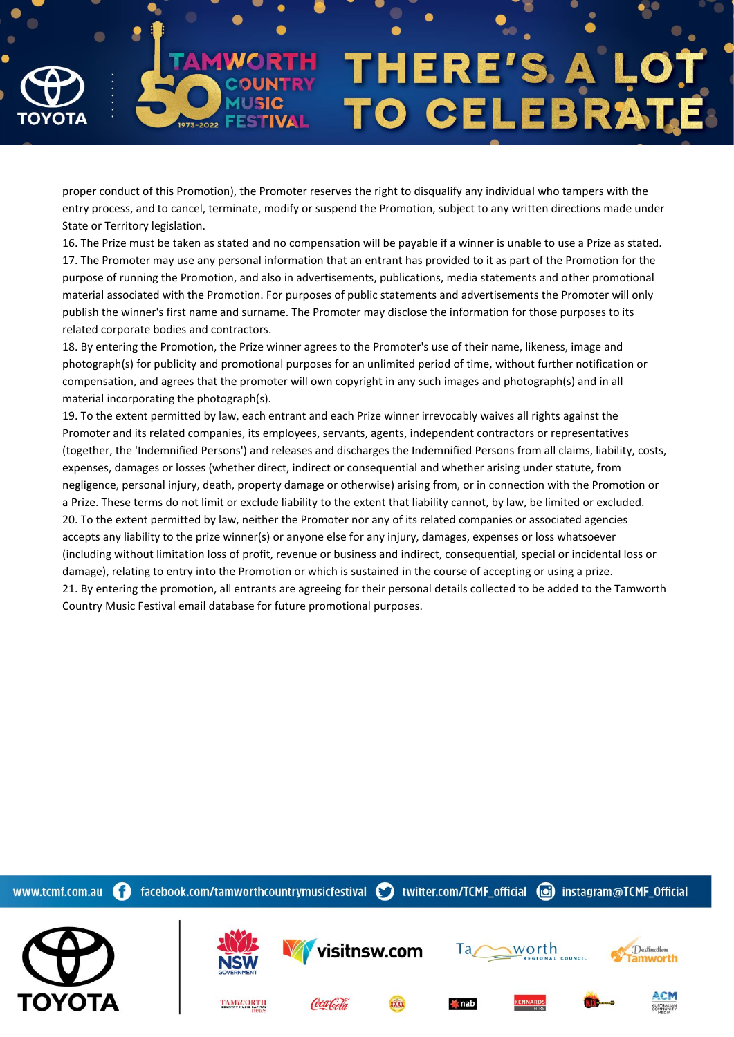proper conduct of this Promotion), the Promoter reserves the right to disqualify any individual who tampers with the entry process, and to cancel, terminate, modify or suspend the Promotion, subject to any written directions made under State or Territory legislation.

16. The Prize must be taken as stated and no compensation will be payable if a winner is unable to use a Prize as stated.

17. The Promoter may use any personal information that an entrant has provided to it as part of the Promotion for the purpose of running the Promotion, and also in advertisements, publications, media statements and other promotional material associated with the Promotion. For purposes of public statements and advertisements the Promoter will only publish the winner's first name and surname. The Promoter may disclose the information for those purposes to its related corporate bodies and contractors.

18. By entering the Promotion, the Prize winner agrees to the Promoter's use of their name, likeness, image and photograph(s) for publicity and promotional purposes for an unlimited period of time, without further notification or compensation, and agrees that the promoter will own copyright in any such images and photograph(s) and in all material incorporating the photograph(s).

19. To the extent permitted by law, each entrant and each Prize winner irrevocably waives all rights against the Promoter and its related companies, its employees, servants, agents, independent contractors or representatives (together, the 'Indemnified Persons') and releases and discharges the Indemnified Persons from all claims, liability, costs, expenses, damages or losses (whether direct, indirect or consequential and whether arising under statute, from negligence, personal injury, death, property damage or otherwise) arising from, or in connection with the Promotion or a Prize. These terms do not limit or exclude liability to the extent that liability cannot, by law, be limited or excluded.

20. To the extent permitted by law, neither the Promoter nor any of its related companies or associated agencies accepts any liability to the prize winner(s) or anyone else for any injury, damages, expenses or loss whatsoever (including without limitation loss of profit, revenue or business and indirect, consequential, special or incidental loss or damage), relating to entry into the Promotion or which is sustained in the course of accepting or using a prize.

21. By entering the promotion, all entrants are agreeing for their personal details collected to be added to the Tamworth Country Music Festival email database for future promotional purposes.